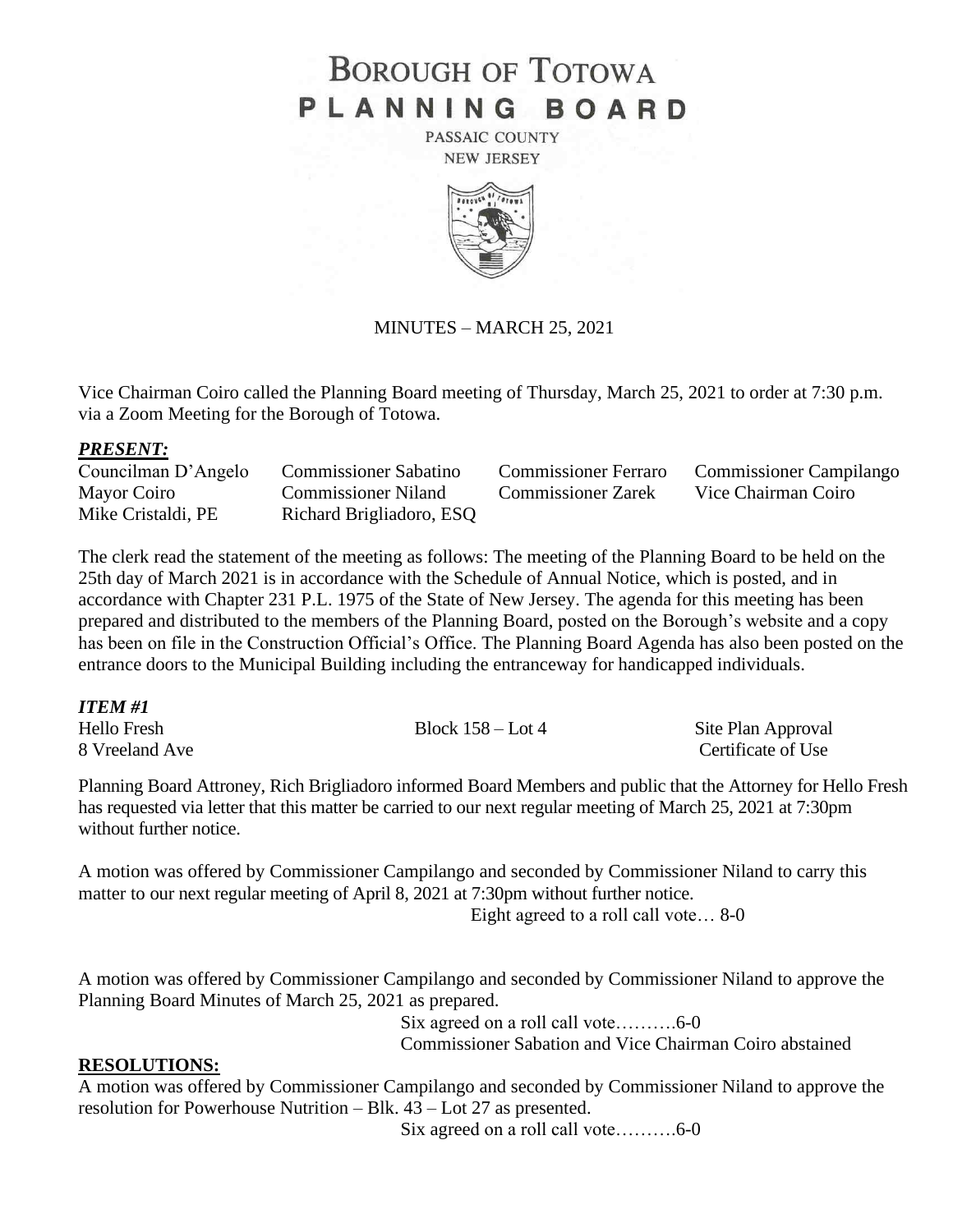# BOROUGH OF TOTOWA
# PLANNING BOARD

PASSAIC COUNTY
NEW JERSEY

MINUTES – MARCH 25, 2021

Vice Chairman Coiro called the Planning Board meeting of Thursday, March 25, 2021 to order at 7:30 p.m. via a Zoom Meeting for the Borough of Totowa.

## *PRESENT:*

| | | | |
|---|---|---|---|
| Councilman D'Angelo | Commissioner Sabatino | Commissioner Ferraro | Commissioner Campilango |
| Mayor Coiro | Commissioner Niland | Commissioner Zarek | Vice Chairman Coiro |
| Mike Cristaldi, PE | Richard Brigliadoro, ESQ | | |

The clerk read the statement of the meeting as follows: The meeting of the Planning Board to be held on the 25th day of March 2021 is in accordance with the Schedule of Annual Notice, which is posted, and in accordance with Chapter 231 P.L. 1975 of the State of New Jersey. The agenda for this meeting has been prepared and distributed to the members of the Planning Board, posted on the Borough's website and a copy has been on file in the Construction Official's Office. The Planning Board Agenda has also been posted on the entrance doors to the Municipal Building including the entranceway for handicapped individuals.

## *ITEM #1*

| | | |
|---|---|---|
| Hello Fresh | Block 158 – Lot 4 | Site Plan Approval |
| 8 Vreeland Ave | | Certificate of Use |

Planning Board Attroney, Rich Brigliadoro informed Board Members and public that the Attorney for Hello Fresh has requested via letter that this matter be carried to our next regular meeting of March 25, 2021 at 7:30pm without further notice.

A motion was offered by Commissioner Campilango and seconded by Commissioner Niland to carry this matter to our next regular meeting of April 8, 2021 at 7:30pm without further notice.

Eight agreed to a roll call vote… 8-0

A motion was offered by Commissioner Campilango and seconded by Commissioner Niland to approve the Planning Board Minutes of March 25, 2021 as prepared.

Six agreed on a roll call vote……….6-0

Commissioner Sabation and Vice Chairman Coiro abstained

## **RESOLUTIONS:**

A motion was offered by Commissioner Campilango and seconded by Commissioner Niland to approve the resolution for Powerhouse Nutrition – Blk. 43 – Lot 27 as presented.

Six agreed on a roll call vote……….6-0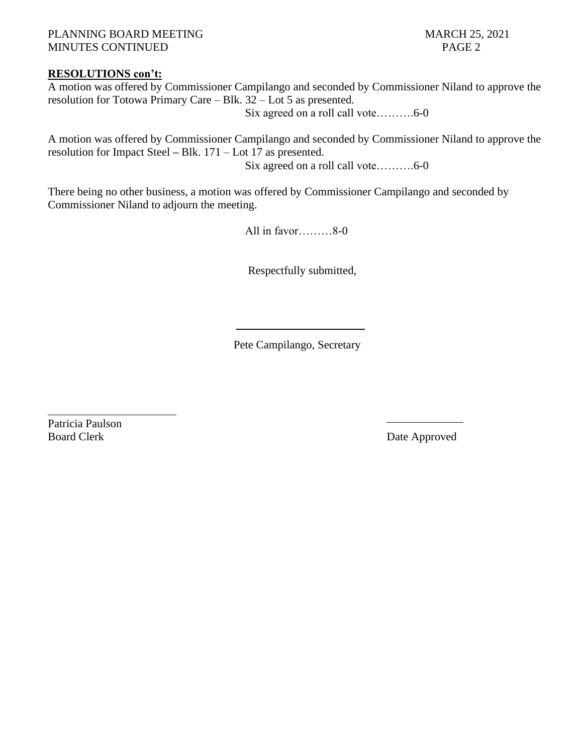**RESOLUTIONS con't:**

A motion was offered by Commissioner Campilango and seconded by Commissioner Niland to approve the resolution for Totowa Primary Care – Blk. 32 – Lot 5 as presented.

Six agreed on a roll call vote……….6-0

A motion was offered by Commissioner Campilango and seconded by Commissioner Niland to approve the resolution for Impact Steel – Blk. 171 – Lot 17 as presented.

Six agreed on a roll call vote……….6-0

There being no other business, a motion was offered by Commissioner Campilango and seconded by Commissioner Niland to adjourn the meeting.

All in favor………8-0

Respectfully submitted,

Pete Campilango, Secretary

Patricia Paulson
Board Clerk

Date Approved